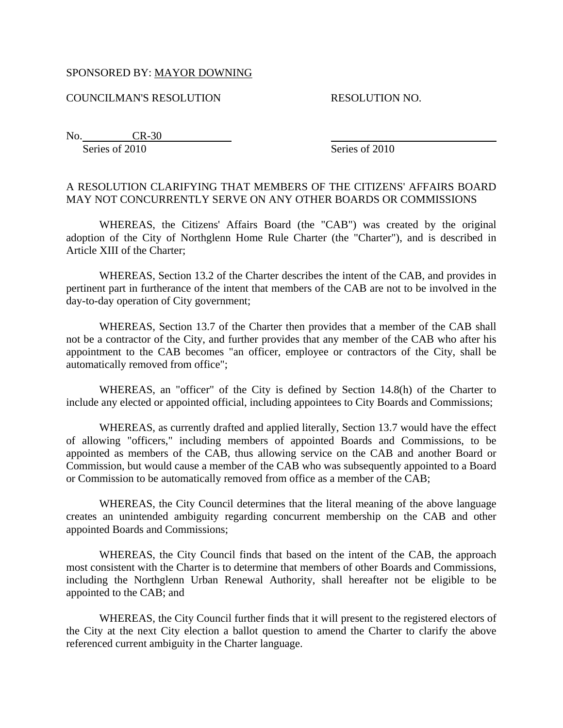SPONSORED BY: MAYOR DOWNING

COUNCILMAN'S RESOLUTION

RESOLUTION NO.

No. CR-30
Series of 2010

\_\_\_\_\_\_\_\_\_\_\_\_\_\_\_\_\_\_\_\_\_\_\_\_
Series of 2010

A RESOLUTION CLARIFYING THAT MEMBERS OF THE CITIZENS' AFFAIRS BOARD MAY NOT CONCURRENTLY SERVE ON ANY OTHER BOARDS OR COMMISSIONS

WHEREAS, the Citizens' Affairs Board (the "CAB") was created by the original adoption of the City of Northglenn Home Rule Charter (the "Charter"), and is described in Article XIII of the Charter;

WHEREAS, Section 13.2 of the Charter describes the intent of the CAB, and provides in pertinent part in furtherance of the intent that members of the CAB are not to be involved in the day-to-day operation of City government;

WHEREAS, Section 13.7 of the Charter then provides that a member of the CAB shall not be a contractor of the City, and further provides that any member of the CAB who after his appointment to the CAB becomes "an officer, employee or contractors of the City, shall be automatically removed from office";

WHEREAS, an "officer" of the City is defined by Section 14.8(h) of the Charter to include any elected or appointed official, including appointees to City Boards and Commissions;

WHEREAS, as currently drafted and applied literally, Section 13.7 would have the effect of allowing "officers," including members of appointed Boards and Commissions, to be appointed as members of the CAB, thus allowing service on the CAB and another Board or Commission, but would cause a member of the CAB who was subsequently appointed to a Board or Commission to be automatically removed from office as a member of the CAB;

WHEREAS, the City Council determines that the literal meaning of the above language creates an unintended ambiguity regarding concurrent membership on the CAB and other appointed Boards and Commissions;

WHEREAS, the City Council finds that based on the intent of the CAB, the approach most consistent with the Charter is to determine that members of other Boards and Commissions, including the Northglenn Urban Renewal Authority, shall hereafter not be eligible to be appointed to the CAB; and

WHEREAS, the City Council further finds that it will present to the registered electors of the City at the next City election a ballot question to amend the Charter to clarify the above referenced current ambiguity in the Charter language.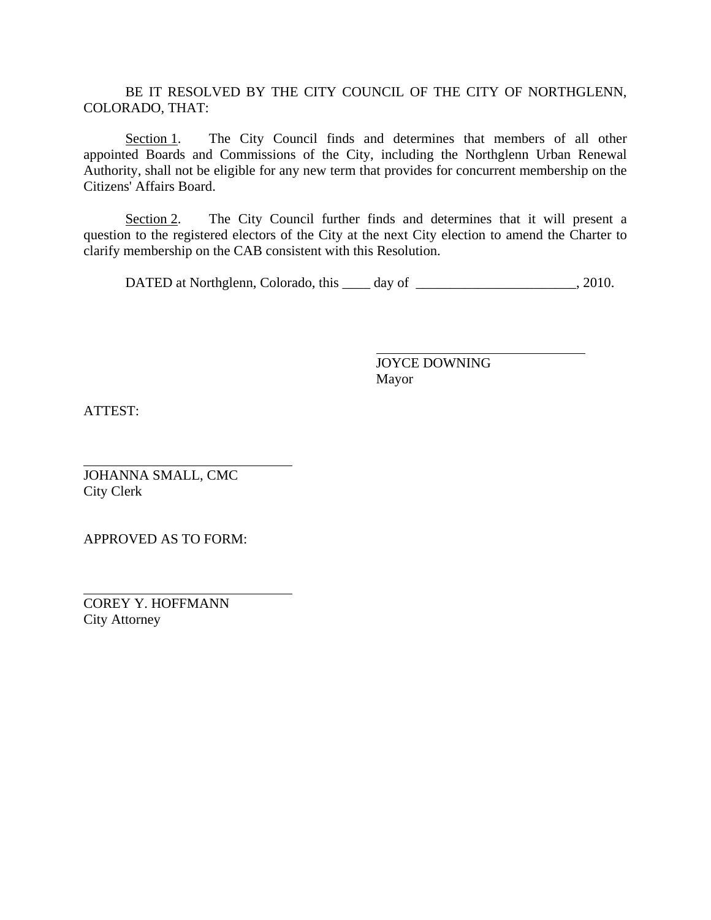BE IT RESOLVED BY THE CITY COUNCIL OF THE CITY OF NORTHGLENN, COLORADO, THAT:

Section 1. The City Council finds and determines that members of all other appointed Boards and Commissions of the City, including the Northglenn Urban Renewal Authority, shall not be eligible for any new term that provides for concurrent membership on the Citizens' Affairs Board.

Section 2. The City Council further finds and determines that it will present a question to the registered electors of the City at the next City election to amend the Charter to clarify membership on the CAB consistent with this Resolution.

DATED at Northglenn, Colorado, this ____ day of _______________________, 2010.

JOYCE DOWNING
Mayor

ATTEST:

JOHANNA SMALL, CMC
City Clerk

APPROVED AS TO FORM:

COREY Y. HOFFMANN
City Attorney